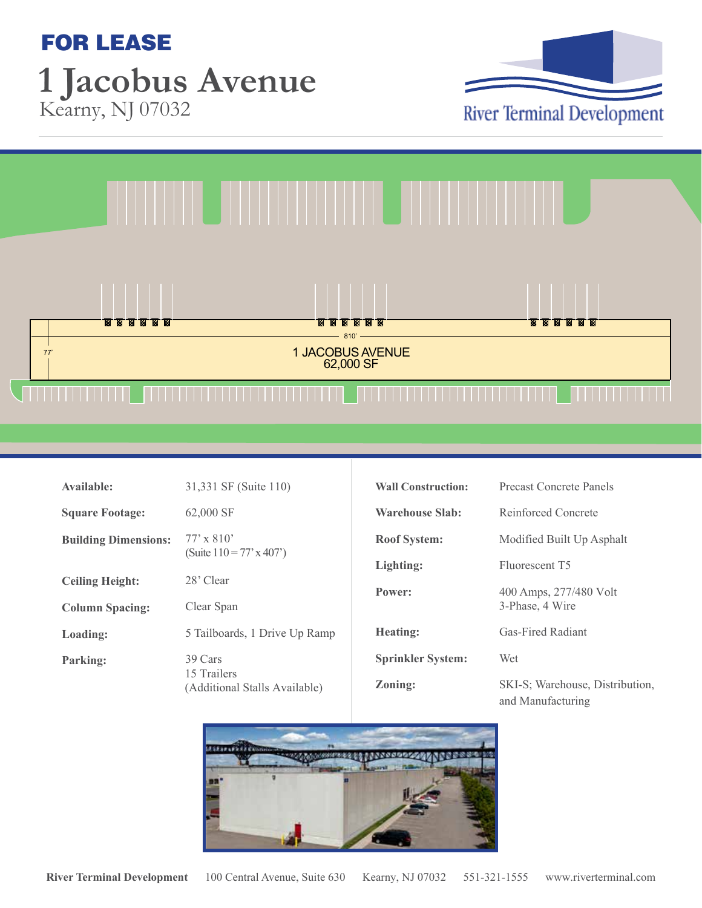**FOR LEASE**

# 1 Jacobus Avenue

Kearny, NJ 07032

River Terminal Development

810'

77'

1 JACOBUS AVENUE
62,000 SF

| | |
|---|---|
| **Available:** | 31,331 SF (Suite 110) |
| **Square Footage:** | 62,000 SF |
| **Building Dimensions:** | 77' x 810' (Suite 110 = 77' x 407') |
| **Ceiling Height:** | 28' Clear |
| **Column Spacing:** | Clear Span |
| **Loading:** | 5 Tailboards, 1 Drive Up Ramp |
| **Parking:** | 39 Cars<br>15 Trailers<br>(Additional Stalls Available) |
| **Wall Construction:** | Precast Concrete Panels |
| **Warehouse Slab:** | Reinforced Concrete |
| **Roof System:** | Modified Built Up Asphalt |
| **Lighting:** | Fluorescent T5 |
| **Power:** | 400 Amps, 277/480 Volt<br>3-Phase, 4 Wire |
| **Heating:** | Gas-Fired Radiant |
| **Sprinkler System:** | Wet |
| **Zoning:** | SKI-S; Warehouse, Distribution, and Manufacturing |

**River Terminal Development** 100 Central Avenue, Suite 630 Kearny, NJ 07032 551-321-1555 www.riverterminal.com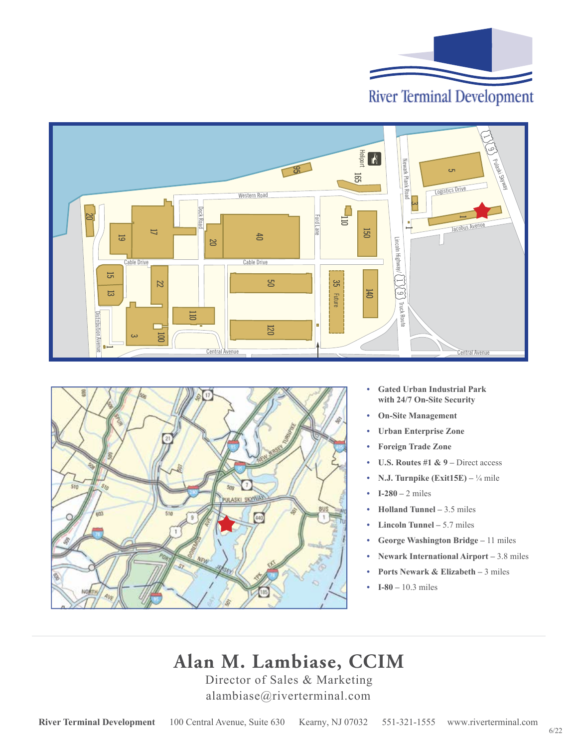River Terminal Development

- **Gated Urban Industrial Park with 24/7 On-Site Security**
- **On-Site Management**
- **Urban Enterprise Zone**
- **Foreign Trade Zone**
- **U.S. Routes #1 & 9** – Direct access
- **N.J. Turnpike (Exit15E)** – ¼ mile
- **I-280** – 2 miles
- **Holland Tunnel** – 3.5 miles
- **Lincoln Tunnel** – 5.7 miles
- **George Washington Bridge** – 11 miles
- **Newark International Airport** – 3.8 miles
- **Ports Newark & Elizabeth** – 3 miles
- **I-80** – 10.3 miles

## Alan M. Lambiase, CCIM

Director of Sales & Marketing
alambiase@riverterminal.com

**River Terminal Development** 100 Central Avenue, Suite 630 Kearny, NJ 07032 551-321-1555 www.riverterminal.com

6/22